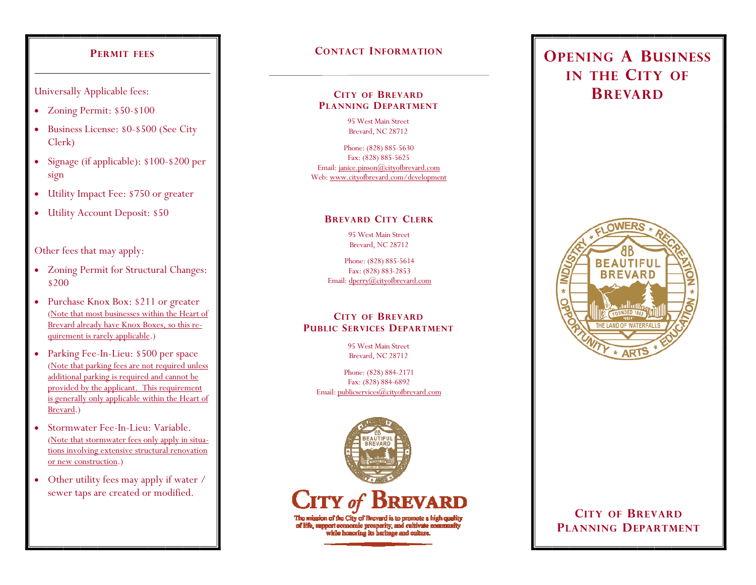## Permit Fees

Universally Applicable fees:

- Zoning Permit: $50-$100
- Business License: $0-$500 (See City Clerk)
- Signage (if applicable): $100-$200 per sign
- Utility Impact Fee: $750 or greater
- Utility Account Deposit: $50

Other fees that may apply:

- Zoning Permit for Structural Changes: $200
- Purchase Knox Box: $211 or greater (Note that most businesses within the Heart of Brevard already have Knox Boxes, so this requirement is rarely applicable.)
- Parking Fee-In-Lieu: $500 per space (Note that parking fees are not required unless additional parking is required and cannot be provided by the applicant. This requirement is generally only applicable within the Heart of Brevard.)
- Stormwater Fee-In-Lieu: Variable. (Note that stormwater fees only apply in situations involving extensive structural renovation or new construction.)
- Other utility fees may apply if water / sewer taps are created or modified.

## Contact Information

### City of Brevard Planning Department

95 West Main Street
Brevard, NC 28712

Phone: (828) 885-5630
Fax: (828) 885-5625
Email: janice.pinson@cityofbrevard.com
Web: www.cityofbrevard.com/development

### Brevard City Clerk

95 West Main Street
Brevard, NC 28712

Phone: (828) 885-5614
Fax: (828) 883-2853
Email: dperry@cityofbrevard.com

### City of Brevard Public Services Department

95 West Main Street
Brevard, NC 28712

Phone: (828) 884-2171
Fax: (828) 884-6892
Email: publicservices@cityofbrevard.com

**City of Brevard**

The mission of the City of Brevard is to promote a high quality of life, support economic prosperity, and cultivate community while honoring its heritage and culture.

# Opening a Business in the City of Brevard

**City of Brevard Planning Department**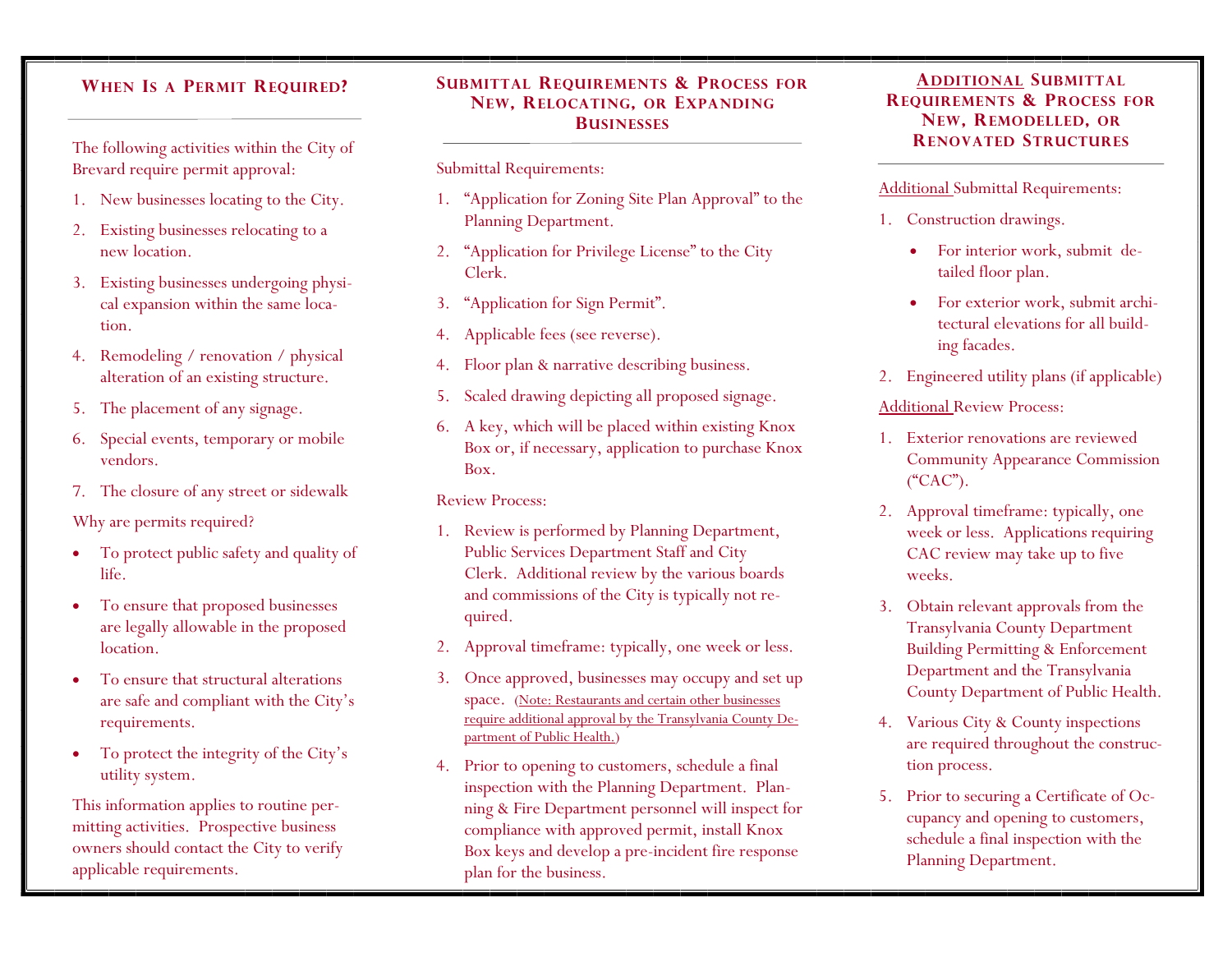## When Is a Permit Required?

The following activities within the City of Brevard require permit approval:

1. New businesses locating to the City.
2. Existing businesses relocating to a new location.
3. Existing businesses undergoing physical expansion within the same location.
4. Remodeling / renovation / physical alteration of an existing structure.
5. The placement of any signage.
6. Special events, temporary or mobile vendors.
7. The closure of any street or sidewalk

Why are permits required?

- To protect public safety and quality of life.
- To ensure that proposed businesses are legally allowable in the proposed location.
- To ensure that structural alterations are safe and compliant with the City's requirements.
- To protect the integrity of the City's utility system.

This information applies to routine permitting activities. Prospective business owners should contact the City to verify applicable requirements.

## Submittal Requirements & Process for New, Relocating, or Expanding Businesses

Submittal Requirements:

1. "Application for Zoning Site Plan Approval" to the Planning Department.
2. "Application for Privilege License" to the City Clerk.
3. "Application for Sign Permit".
4. Applicable fees (see reverse).
4. Floor plan & narrative describing business.
5. Scaled drawing depicting all proposed signage.
6. A key, which will be placed within existing Knox Box or, if necessary, application to purchase Knox Box.

Review Process:

1. Review is performed by Planning Department, Public Services Department Staff and City Clerk. Additional review by the various boards and commissions of the City is typically not required.
2. Approval timeframe: typically, one week or less.
3. Once approved, businesses may occupy and set up space. <u>(Note: Restaurants and certain other businesses require additional approval by the Transylvania County Department of Public Health.)</u>
4. Prior to opening to customers, schedule a final inspection with the Planning Department. Planning & Fire Department personnel will inspect for compliance with approved permit, install Knox Box keys and develop a pre-incident fire response plan for the business.

## <u>Additional</u> Submittal Requirements & Process for New, Remodelled, or Renovated Structures

<u>Additional</u> Submittal Requirements:

1. Construction drawings.
   - For interior work, submit detailed floor plan.
   - For exterior work, submit architectural elevations for all building facades.
2. Engineered utility plans (if applicable)

<u>Additional</u> Review Process:

1. Exterior renovations are reviewed Community Appearance Commission ("CAC").
2. Approval timeframe: typically, one week or less. Applications requiring CAC review may take up to five weeks.
3. Obtain relevant approvals from the Transylvania County Department Building Permitting & Enforcement Department and the Transylvania County Department of Public Health.
4. Various City & County inspections are required throughout the construction process.
5. Prior to securing a Certificate of Occupancy and opening to customers, schedule a final inspection with the Planning Department.